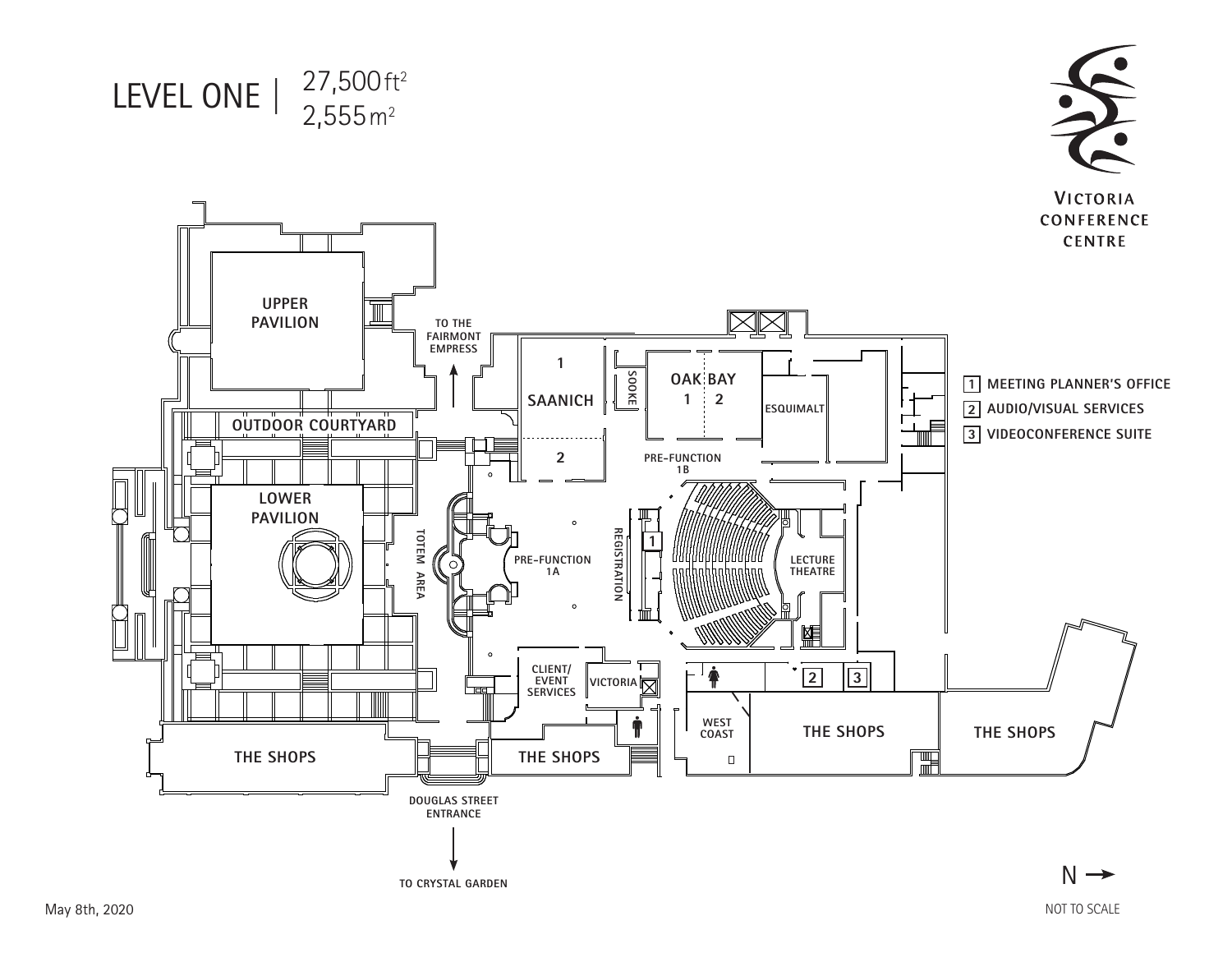# LEVEL ONE | 27,500 $ft^2$ 2,555 $m^2$

VICTORIA CONFERENCE CENTRE

1. MEETING PLANNER'S OFFICE
2. AUDIO/VISUAL SERVICES
3. VIDEOCONFERENCE SUITE

UPPER PAVILION

TO THE FAIRMONT EMPRESS

OUTDOOR COURTYARD

LOWER PAVILION

TOTEM AREA

SAANICH 1 2

SOOKE

OAK BAY 1 2

ESQUIMALT

PRE-FUNCTION 1B

PRE-FUNCTION 1A

REGISTRATION

LECTURE THEATRE

CLIENT/EVENT SERVICES

VICTORIA

WEST COAST

THE SHOPS

THE SHOPS

THE SHOPS

THE SHOPS

DOUGLAS STREET ENTRANCE

TO CRYSTAL GARDEN

N →

May 8th, 2020

NOT TO SCALE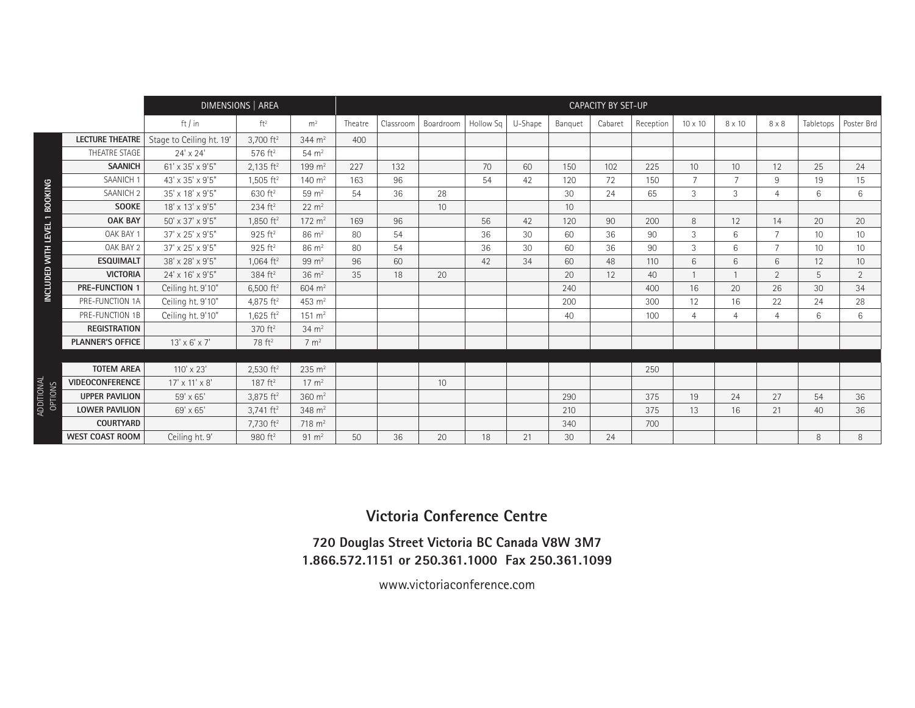| | | DIMENSIONS \| AREA | | | CAPACITY BY SET-UP | | | | | | | | | | | | | |
|---|---|---|---|---|---|---|---|---|---|---|---|---|---|---|---|---|---|---|
| | | ft / in | ft² | m² | Theatre | Classroom | Boardroom | Hollow Sq | U-Shape | Banquet | Cabaret | Reception | 10 x 10 | 8 x 10 | 8 x 8 | Tabletops | Poster Brd |
| INCLUDED WITH LEVEL 1 BOOKING | **LECTURE THEATRE** | Stage to Ceiling ht. 19' | 3,700 ft² | 344 m² | 400 | | | | | | | | | | | | |
| | THEATRE STAGE | 24' x 24' | 576 ft² | 54 m² | | | | | | | | | | | | | |
| | **SAANICH** | 61' x 35' x 9'5" | 2,135 ft² | 199 m² | 227 | 132 | | 70 | 60 | 150 | 102 | 225 | 10 | 10 | 12 | 25 | 24 |
| | SAANICH 1 | 43' x 35' x 9'5" | 1,505 ft² | 140 m² | 163 | 96 | | 54 | 42 | 120 | 72 | 150 | 7 | 7 | 9 | 19 | 15 |
| | SAANICH 2 | 35' x 18' x 9'5" | 630 ft² | 59 m² | 54 | 36 | 28 | | | 30 | 24 | 65 | 3 | 3 | 4 | 6 | 6 |
| | **SOOKE** | 18' x 13' x 9'5" | 234 ft² | 22 m² | | | 10 | | | 10 | | | | | | | |
| | **OAK BAY** | 50' x 37' x 9'5" | 1,850 ft² | 172 m² | 169 | 96 | | 56 | 42 | 120 | 90 | 200 | 8 | 12 | 14 | 20 | 20 |
| | OAK BAY 1 | 37' x 25' x 9'5" | 925 ft² | 86 m² | 80 | 54 | | 36 | 30 | 60 | 36 | 90 | 3 | 6 | 7 | 10 | 10 |
| | OAK BAY 2 | 37' x 25' x 9'5" | 925 ft² | 86 m² | 80 | 54 | | 36 | 30 | 60 | 36 | 90 | 3 | 6 | 7 | 10 | 10 |
| | **ESQUIMALT** | 38' x 28' x 9'5" | 1,064 ft² | 99 m² | 96 | 60 | | 42 | 34 | 60 | 48 | 110 | 6 | 6 | 6 | 12 | 10 |
| | **VICTORIA** | 24' x 16' x 9'5" | 384 ft² | 36 m² | 35 | 18 | 20 | | | 20 | 12 | 40 | 1 | 1 | 2 | 5 | 2 |
| | **PRE-FUNCTION 1** | Ceiling ht. 9'10" | 6,500 ft² | 604 m² | | | | | | 240 | | 400 | 16 | 20 | 26 | 30 | 34 |
| | PRE-FUNCTION 1A | Ceiling ht. 9'10" | 4,875 ft² | 453 m² | | | | | | 200 | | 300 | 12 | 16 | 22 | 24 | 28 |
| | PRE-FUNCTION 1B | Ceiling ht. 9'10" | 1,625 ft² | 151 m² | | | | | | 40 | | 100 | 4 | 4 | 4 | 6 | 6 |
| | **REGISTRATION** | | 370 ft² | 34 m² | | | | | | | | | | | | | |
| | **PLANNER'S OFFICE** | 13' x 6' x 7' | 78 ft² | 7 m² | | | | | | | | | | | | | |
| ADDITIONAL OPTIONS | **TOTEM AREA** | 110' x 23' | 2,530 ft² | 235 m² | | | | | | | | 250 | | | | | |
| | **VIDEOCONFERENCE** | 17' x 11' x 8' | 187 ft² | 17 m² | | | 10 | | | | | | | | | | |
| | **UPPER PAVILION** | 59' x 65' | 3,875 ft² | 360 m² | | | | | | 290 | | 375 | 19 | 24 | 27 | 54 | 36 |
| | **LOWER PAVILION** | 69' x 65' | 3,741 ft² | 348 m² | | | | | | 210 | | 375 | 13 | 16 | 21 | 40 | 36 |
| | **COURTYARD** | | 7,730 ft² | 718 m² | | | | | | 340 | | 700 | | | | | |
| | **WEST COAST ROOM** | Ceiling ht. 9' | 980 ft² | 91 m² | 50 | 36 | 20 | 18 | 21 | 30 | 24 | | | | | 8 | 8 |

## Victoria Conference Centre

**720 Douglas Street Victoria BC Canada V8W 3M7**
**1.866.572.1151 or 250.361.1000 Fax 250.361.1099**

www.victoriaconference.com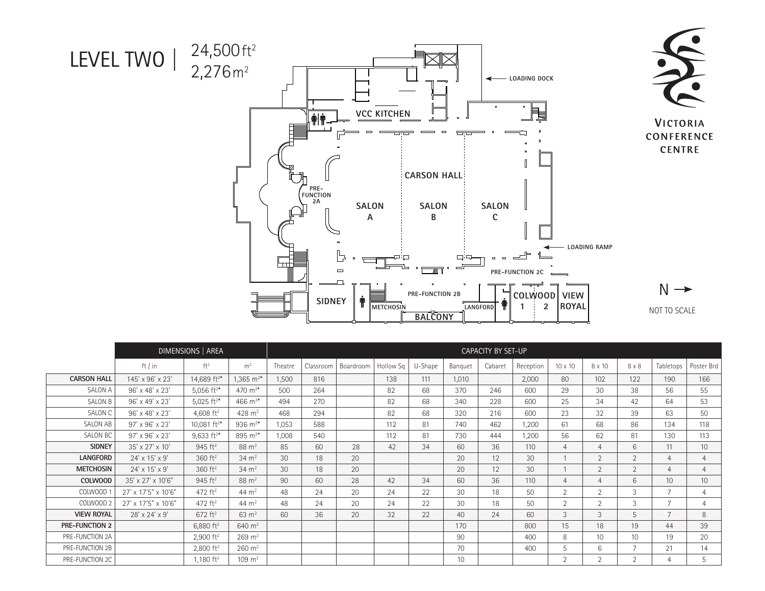# LEVEL TWO | 24,500 ft² 2,276 m²

VCC KITCHEN

LOADING DOCK

CARSON HALL

PRE-FUNCTION 2A

SALON A

SALON B

SALON C

LOADING RAMP

PRE-FUNCTION 2C

PRE-FUNCTION 2B

SIDNEY

METCHOSIN

BALCONY

LANGFORD

COLWOOD 1 2

VIEW ROYAL

N →

NOT TO SCALE

VICTORIA CONFERENCE CENTRE

| | DIMENSIONS \| AREA | | | CAPACITY BY SET-UP | | | | | | | | | | | | |
|---|---|---|---|---|---|---|---|---|---|---|---|---|---|---|---|---|
| | ft / in | ft² | m² | Theatre | Classroom | Boardroom | Hollow Sq | U-Shape | Banquet | Cabaret | Reception | 10 x 10 | 8 x 10 | 8 x 8 | Tabletops | Poster Brd |
| **CARSON HALL** | 145' x 96' x 23' | 14,689 ft²* | 1,365 m²* | 1,500 | 816 | | 138 | 111 | 1,010 | | 2,000 | 80 | 102 | 122 | 190 | 166 |
| SALON A | 96' x 48' x 23' | 5,056 ft²* | 470 m²* | 500 | 264 | | 82 | 68 | 370 | 246 | 600 | 29 | 30 | 38 | 56 | 55 |
| SALON B | 96' x 49' x 23' | 5,025 ft²* | 466 m²* | 494 | 270 | | 82 | 68 | 340 | 228 | 600 | 25 | 34 | 42 | 64 | 53 |
| SALON C | 96' x 48' x 23' | 4,608 ft² | 428 m² | 468 | 294 | | 82 | 68 | 320 | 216 | 600 | 23 | 32 | 39 | 63 | 50 |
| SALON AB | 97' x 96' x 23' | 10,081 ft²* | 936 m²* | 1,053 | 588 | | 112 | 81 | 740 | 462 | 1,200 | 61 | 68 | 86 | 134 | 118 |
| SALON BC | 97' x 96' x 23' | 9,633 ft²* | 895 m²* | 1,008 | 540 | | 112 | 81 | 730 | 444 | 1,200 | 56 | 62 | 81 | 130 | 113 |
| **SIDNEY** | 35' x 27' x 10' | 945 ft² | 88 m² | 85 | 60 | 28 | 42 | 34 | 60 | 36 | 110 | 4 | 4 | 6 | 11 | 10 |
| **LANGFORD** | 24' x 15' x 9' | 360 ft² | 34 m² | 30 | 18 | 20 | | | 20 | 12 | 30 | 1 | 2 | 2 | 4 | 4 |
| **METCHOSIN** | 24' x 15' x 9' | 360 ft² | 34 m² | 30 | 18 | 20 | | | 20 | 12 | 30 | 1 | 2 | 2 | 4 | 4 |
| **COLWOOD** | 35' x 27' x 10'6" | 945 ft² | 88 m² | 90 | 60 | 28 | 42 | 34 | 60 | 36 | 110 | 4 | 4 | 6 | 10 | 10 |
| COLWOOD 1 | 27' x 17'5" x 10'6" | 472 ft² | 44 m² | 48 | 24 | 20 | 24 | 22 | 30 | 18 | 50 | 2 | 2 | 3 | 7 | 4 |
| COLWOOD 2 | 27' x 17'5" x 10'6" | 472 ft² | 44 m² | 48 | 24 | 20 | 24 | 22 | 30 | 18 | 50 | 2 | 2 | 3 | 7 | 4 |
| **VIEW ROYAL** | 28' x 24' x 9' | 672 ft² | 63 m² | 60 | 36 | 20 | 32 | 22 | 40 | 24 | 60 | 3 | 3 | 5 | 7 | 8 |
| **PRE-FUNCTION 2** | | 6,880 ft² | 640 m² | | | | | | 170 | | 800 | 15 | 18 | 19 | 44 | 39 |
| PRE-FUNCTION 2A | | 2,900 ft² | 269 m² | | | | | | 90 | | 400 | 8 | 10 | 10 | 19 | 20 |
| PRE-FUNCTION 2B | | 2,800 ft² | 260 m² | | | | | | 70 | | 400 | 5 | 6 | 7 | 21 | 14 |
| PRE-FUNCTION 2C | | 1,180 ft² | 109 m² | | | | | | 10 | | | 2 | 2 | 2 | 4 | 5 |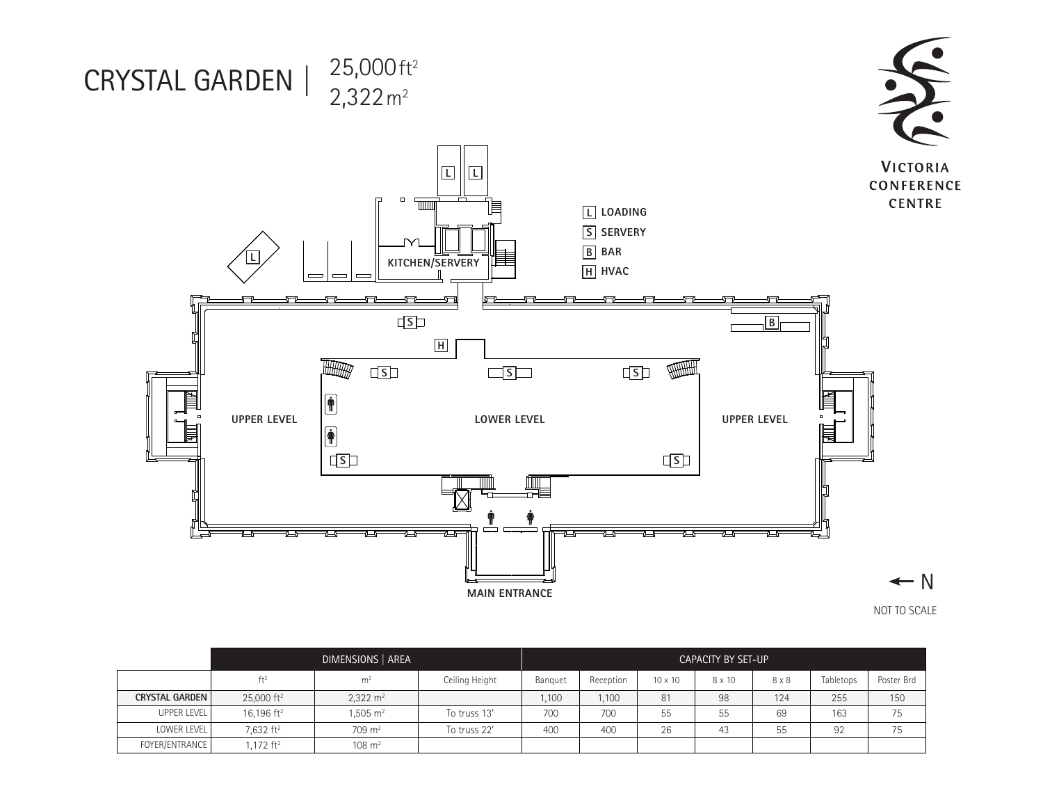# CRYSTAL GARDEN | 25,000 ft² 2,322 m²

VICTORIA CONFERENCE CENTRE

L LOADING

S SERVERY

B BAR

H HVAC

KITCHEN/SERVERY

UPPER LEVEL

LOWER LEVEL

UPPER LEVEL

MAIN ENTRANCE

← N

NOT TO SCALE

| | DIMENSIONS \| AREA | | | CAPACITY BY SET-UP | | | | | | |
|---|---|---|---|---|---|---|---|---|---|---|
| | ft² | m² | Ceiling Height | Banquet | Reception | 10 x 10 | 8 x 10 | 8 x 8 | Tabletops | Poster Brd |
| **CRYSTAL GARDEN** | 25,000 ft² | 2,322 m² | | 1,100 | 1,100 | 81 | 98 | 124 | 255 | 150 |
| UPPER LEVEL | 16,196 ft² | 1,505 m² | To truss 13' | 700 | 700 | 55 | 55 | 69 | 163 | 75 |
| LOWER LEVEL | 7,632 ft² | 709 m² | To truss 22' | 400 | 400 | 26 | 43 | 55 | 92 | 75 |
| FOYER/ENTRANCE | 1,172 ft² | 108 m² | | | | | | | | |